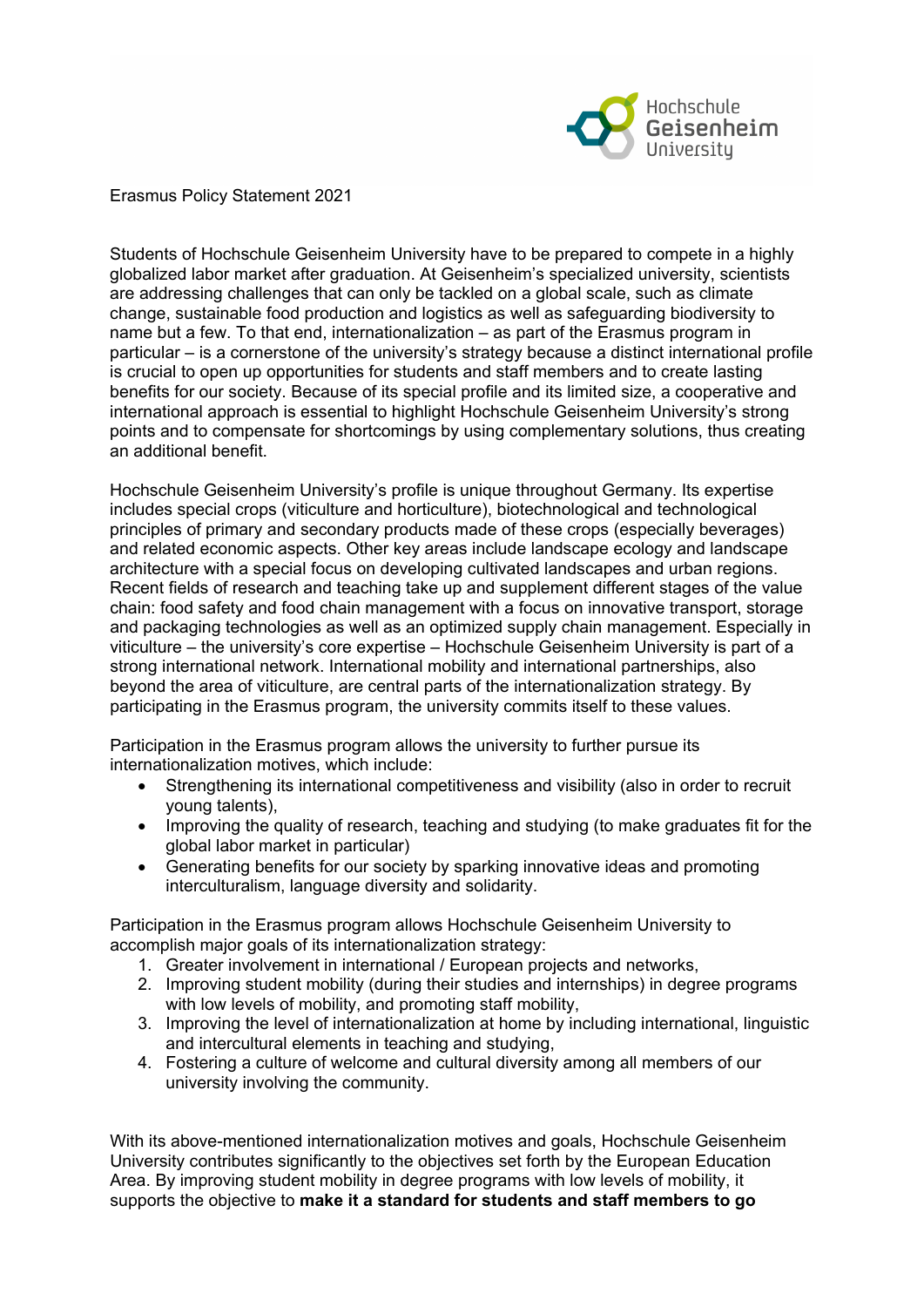Erasmus Policy Statement 2021

Students of Hochschule Geisenheim University have to be prepared to compete in a highly globalized labor market after graduation. At Geisenheim's specialized university, scientists are addressing challenges that can only be tackled on a global scale, such as climate change, sustainable food production and logistics as well as safeguarding biodiversity to name but a few. To that end, internationalization – as part of the Erasmus program in particular – is a cornerstone of the university's strategy because a distinct international profile is crucial to open up opportunities for students and staff members and to create lasting benefits for our society. Because of its special profile and its limited size, a cooperative and international approach is essential to highlight Hochschule Geisenheim University's strong points and to compensate for shortcomings by using complementary solutions, thus creating an additional benefit.

Hochschule Geisenheim University's profile is unique throughout Germany. Its expertise includes special crops (viticulture and horticulture), biotechnological and technological principles of primary and secondary products made of these crops (especially beverages) and related economic aspects. Other key areas include landscape ecology and landscape architecture with a special focus on developing cultivated landscapes and urban regions. Recent fields of research and teaching take up and supplement different stages of the value chain: food safety and food chain management with a focus on innovative transport, storage and packaging technologies as well as an optimized supply chain management. Especially in viticulture – the university's core expertise – Hochschule Geisenheim University is part of a strong international network. International mobility and international partnerships, also beyond the area of viticulture, are central parts of the internationalization strategy. By participating in the Erasmus program, the university commits itself to these values.

Participation in the Erasmus program allows the university to further pursue its internationalization motives, which include:

- Strengthening its international competitiveness and visibility (also in order to recruit young talents),
- Improving the quality of research, teaching and studying (to make graduates fit for the global labor market in particular)
- Generating benefits for our society by sparking innovative ideas and promoting interculturalism, language diversity and solidarity.

Participation in the Erasmus program allows Hochschule Geisenheim University to accomplish major goals of its internationalization strategy:

1. Greater involvement in international / European projects and networks,
2. Improving student mobility (during their studies and internships) in degree programs with low levels of mobility, and promoting staff mobility,
3. Improving the level of internationalization at home by including international, linguistic and intercultural elements in teaching and studying,
4. Fostering a culture of welcome and cultural diversity among all members of our university involving the community.

With its above-mentioned internationalization motives and goals, Hochschule Geisenheim University contributes significantly to the objectives set forth by the European Education Area. By improving student mobility in degree programs with low levels of mobility, it supports the objective to **make it a standard for students and staff members to go**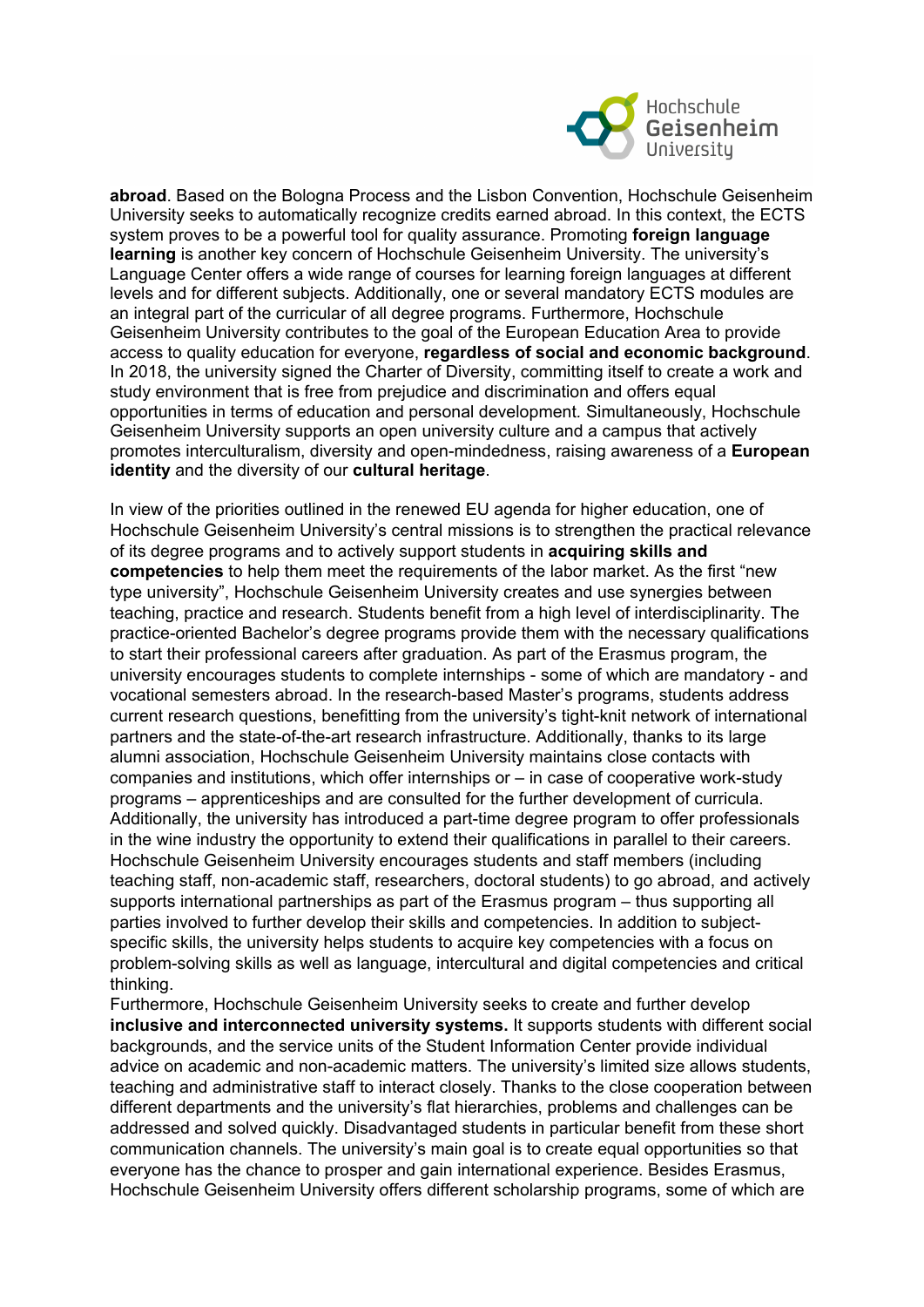**abroad**. Based on the Bologna Process and the Lisbon Convention, Hochschule Geisenheim University seeks to automatically recognize credits earned abroad. In this context, the ECTS system proves to be a powerful tool for quality assurance. Promoting **foreign language learning** is another key concern of Hochschule Geisenheim University. The university's Language Center offers a wide range of courses for learning foreign languages at different levels and for different subjects. Additionally, one or several mandatory ECTS modules are an integral part of the curricular of all degree programs. Furthermore, Hochschule Geisenheim University contributes to the goal of the European Education Area to provide access to quality education for everyone, **regardless of social and economic background**. In 2018, the university signed the Charter of Diversity, committing itself to create a work and study environment that is free from prejudice and discrimination and offers equal opportunities in terms of education and personal development. Simultaneously, Hochschule Geisenheim University supports an open university culture and a campus that actively promotes interculturalism, diversity and open-mindedness, raising awareness of a **European identity** and the diversity of our **cultural heritage**.

In view of the priorities outlined in the renewed EU agenda for higher education, one of Hochschule Geisenheim University's central missions is to strengthen the practical relevance of its degree programs and to actively support students in **acquiring skills and competencies** to help them meet the requirements of the labor market. As the first "new type university", Hochschule Geisenheim University creates and use synergies between teaching, practice and research. Students benefit from a high level of interdisciplinarity. The practice-oriented Bachelor's degree programs provide them with the necessary qualifications to start their professional careers after graduation. As part of the Erasmus program, the university encourages students to complete internships - some of which are mandatory - and vocational semesters abroad. In the research-based Master's programs, students address current research questions, benefitting from the university's tight-knit network of international partners and the state-of-the-art research infrastructure. Additionally, thanks to its large alumni association, Hochschule Geisenheim University maintains close contacts with companies and institutions, which offer internships or – in case of cooperative work-study programs – apprenticeships and are consulted for the further development of curricula. Additionally, the university has introduced a part-time degree program to offer professionals in the wine industry the opportunity to extend their qualifications in parallel to their careers. Hochschule Geisenheim University encourages students and staff members (including teaching staff, non-academic staff, researchers, doctoral students) to go abroad, and actively supports international partnerships as part of the Erasmus program – thus supporting all parties involved to further develop their skills and competencies. In addition to subject-specific skills, the university helps students to acquire key competencies with a focus on problem-solving skills as well as language, intercultural and digital competencies and critical thinking.

Furthermore, Hochschule Geisenheim University seeks to create and further develop **inclusive and interconnected university systems.** It supports students with different social backgrounds, and the service units of the Student Information Center provide individual advice on academic and non-academic matters. The university's limited size allows students, teaching and administrative staff to interact closely. Thanks to the close cooperation between different departments and the university's flat hierarchies, problems and challenges can be addressed and solved quickly. Disadvantaged students in particular benefit from these short communication channels. The university's main goal is to create equal opportunities so that everyone has the chance to prosper and gain international experience. Besides Erasmus, Hochschule Geisenheim University offers different scholarship programs, some of which are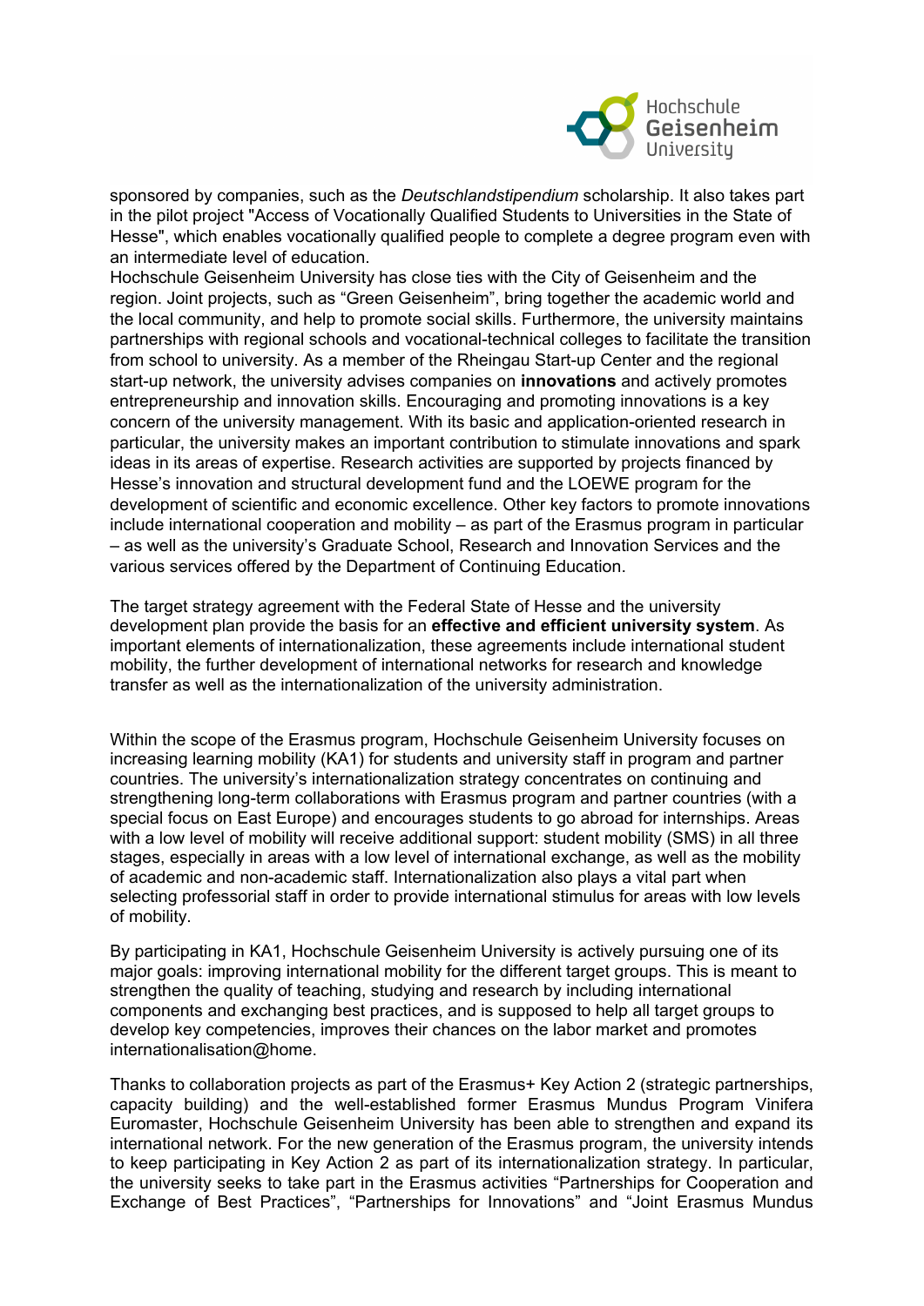sponsored by companies, such as the *Deutschlandstipendium* scholarship. It also takes part in the pilot project "Access of Vocationally Qualified Students to Universities in the State of Hesse", which enables vocationally qualified people to complete a degree program even with an intermediate level of education.
Hochschule Geisenheim University has close ties with the City of Geisenheim and the region. Joint projects, such as "Green Geisenheim", bring together the academic world and the local community, and help to promote social skills. Furthermore, the university maintains partnerships with regional schools and vocational-technical colleges to facilitate the transition from school to university. As a member of the Rheingau Start-up Center and the regional start-up network, the university advises companies on **innovations** and actively promotes entrepreneurship and innovation skills. Encouraging and promoting innovations is a key concern of the university management. With its basic and application-oriented research in particular, the university makes an important contribution to stimulate innovations and spark ideas in its areas of expertise. Research activities are supported by projects financed by Hesse's innovation and structural development fund and the LOEWE program for the development of scientific and economic excellence. Other key factors to promote innovations include international cooperation and mobility – as part of the Erasmus program in particular – as well as the university's Graduate School, Research and Innovation Services and the various services offered by the Department of Continuing Education.

The target strategy agreement with the Federal State of Hesse and the university development plan provide the basis for an **effective and efficient university system**. As important elements of internationalization, these agreements include international student mobility, the further development of international networks for research and knowledge transfer as well as the internationalization of the university administration.

Within the scope of the Erasmus program, Hochschule Geisenheim University focuses on increasing learning mobility (KA1) for students and university staff in program and partner countries. The university's internationalization strategy concentrates on continuing and strengthening long-term collaborations with Erasmus program and partner countries (with a special focus on East Europe) and encourages students to go abroad for internships. Areas with a low level of mobility will receive additional support: student mobility (SMS) in all three stages, especially in areas with a low level of international exchange, as well as the mobility of academic and non-academic staff. Internationalization also plays a vital part when selecting professorial staff in order to provide international stimulus for areas with low levels of mobility.

By participating in KA1, Hochschule Geisenheim University is actively pursuing one of its major goals: improving international mobility for the different target groups. This is meant to strengthen the quality of teaching, studying and research by including international components and exchanging best practices, and is supposed to help all target groups to develop key competencies, improves their chances on the labor market and promotes internationalisation@home.

Thanks to collaboration projects as part of the Erasmus+ Key Action 2 (strategic partnerships, capacity building) and the well-established former Erasmus Mundus Program Vinifera Euromaster, Hochschule Geisenheim University has been able to strengthen and expand its international network. For the new generation of the Erasmus program, the university intends to keep participating in Key Action 2 as part of its internationalization strategy. In particular, the university seeks to take part in the Erasmus activities "Partnerships for Cooperation and Exchange of Best Practices", "Partnerships for Innovations" and "Joint Erasmus Mundus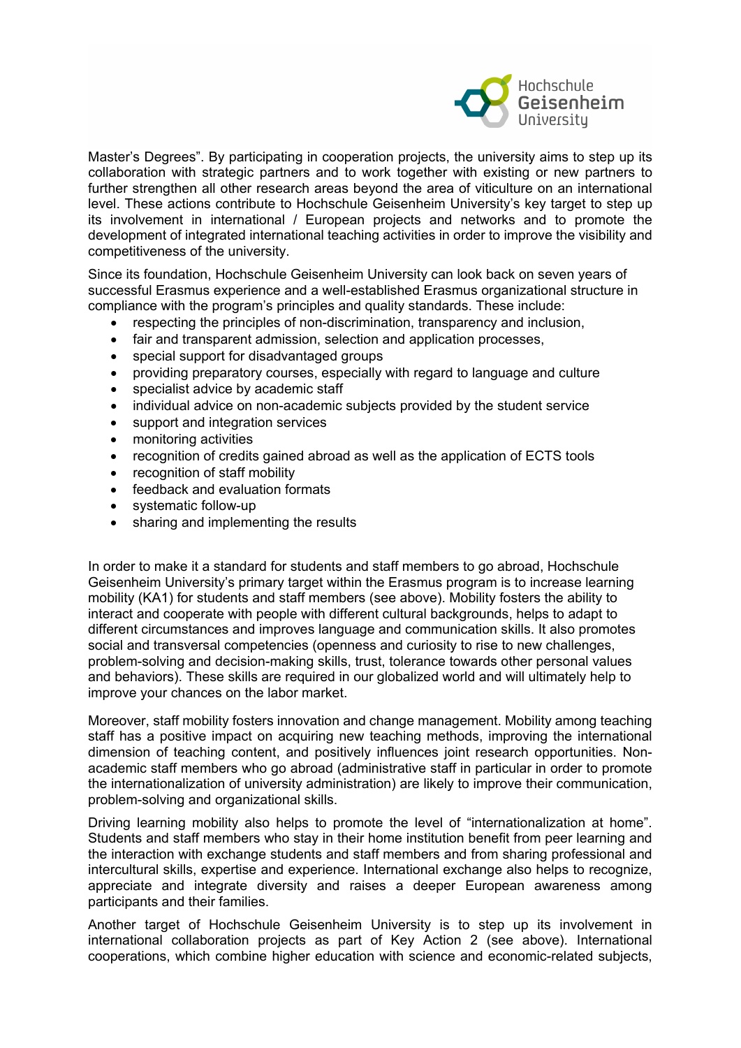Master's Degrees". By participating in cooperation projects, the university aims to step up its collaboration with strategic partners and to work together with existing or new partners to further strengthen all other research areas beyond the area of viticulture on an international level. These actions contribute to Hochschule Geisenheim University's key target to step up its involvement in international / European projects and networks and to promote the development of integrated international teaching activities in order to improve the visibility and competitiveness of the university.

Since its foundation, Hochschule Geisenheim University can look back on seven years of successful Erasmus experience and a well-established Erasmus organizational structure in compliance with the program's principles and quality standards. These include:

- respecting the principles of non-discrimination, transparency and inclusion,
- fair and transparent admission, selection and application processes,
- special support for disadvantaged groups
- providing preparatory courses, especially with regard to language and culture
- specialist advice by academic staff
- individual advice on non-academic subjects provided by the student service
- support and integration services
- monitoring activities
- recognition of credits gained abroad as well as the application of ECTS tools
- recognition of staff mobility
- feedback and evaluation formats
- systematic follow-up
- sharing and implementing the results

In order to make it a standard for students and staff members to go abroad, Hochschule Geisenheim University's primary target within the Erasmus program is to increase learning mobility (KA1) for students and staff members (see above). Mobility fosters the ability to interact and cooperate with people with different cultural backgrounds, helps to adapt to different circumstances and improves language and communication skills. It also promotes social and transversal competencies (openness and curiosity to rise to new challenges, problem-solving and decision-making skills, trust, tolerance towards other personal values and behaviors). These skills are required in our globalized world and will ultimately help to improve your chances on the labor market.

Moreover, staff mobility fosters innovation and change management. Mobility among teaching staff has a positive impact on acquiring new teaching methods, improving the international dimension of teaching content, and positively influences joint research opportunities. Non-academic staff members who go abroad (administrative staff in particular in order to promote the internationalization of university administration) are likely to improve their communication, problem-solving and organizational skills.

Driving learning mobility also helps to promote the level of "internationalization at home". Students and staff members who stay in their home institution benefit from peer learning and the interaction with exchange students and staff members and from sharing professional and intercultural skills, expertise and experience. International exchange also helps to recognize, appreciate and integrate diversity and raises a deeper European awareness among participants and their families.

Another target of Hochschule Geisenheim University is to step up its involvement in international collaboration projects as part of Key Action 2 (see above). International cooperations, which combine higher education with science and economic-related subjects,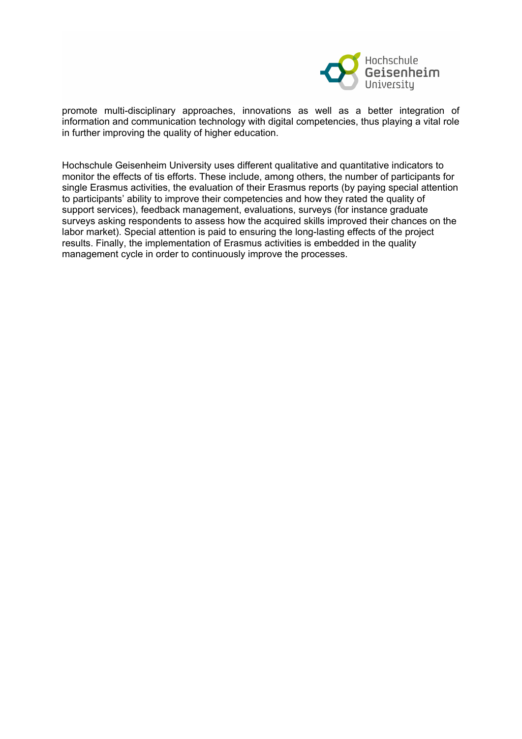promote multi-disciplinary approaches, innovations as well as a better integration of information and communication technology with digital competencies, thus playing a vital role in further improving the quality of higher education.

Hochschule Geisenheim University uses different qualitative and quantitative indicators to monitor the effects of tis efforts. These include, among others, the number of participants for single Erasmus activities, the evaluation of their Erasmus reports (by paying special attention to participants' ability to improve their competencies and how they rated the quality of support services), feedback management, evaluations, surveys (for instance graduate surveys asking respondents to assess how the acquired skills improved their chances on the labor market). Special attention is paid to ensuring the long-lasting effects of the project results. Finally, the implementation of Erasmus activities is embedded in the quality management cycle in order to continuously improve the processes.